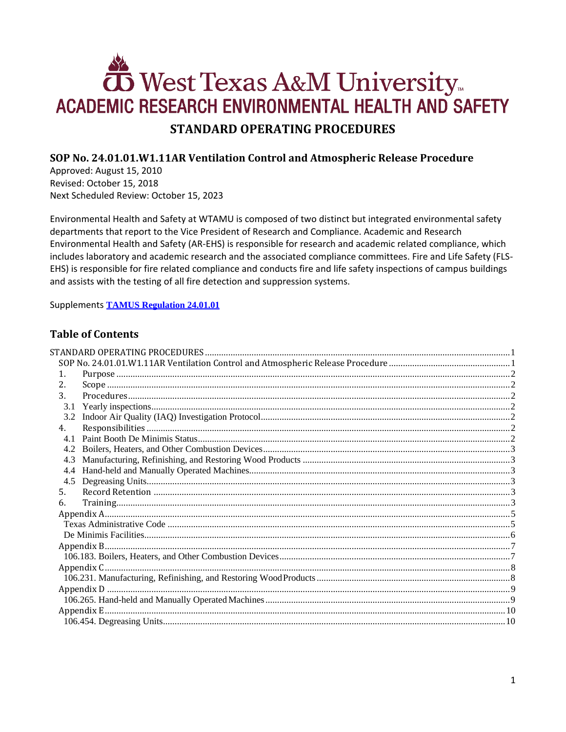# West Texas A&M University™

## ACADEMIC RESEARCH ENVIRONMENTAL HEALTH AND SAFETY

# STANDARD OPERATING PROCEDURES

## SOP No. 24.01.01.W1.11AR Ventilation Control and Atmospheric Release Procedure

Approved: August 15, 2010
Revised: October 15, 2018
Next Scheduled Review: October 15, 2023

Environmental Health and Safety at WTAMU is composed of two distinct but integrated environmental safety departments that report to the Vice President of Research and Compliance. Academic and Research Environmental Health and Safety (AR-EHS) is responsible for research and academic related compliance, which includes laboratory and academic research and the associated compliance committees. Fire and Life Safety (FLS-EHS) is responsible for fire related compliance and conducts fire and life safety inspections of campus buildings and assists with the testing of all fire detection and suppression systems.

Supplements **TAMUS Regulation 24.01.01**

## Table of Contents

STANDARD OPERATING PROCEDURES ............ 1
- SOP No. 24.01.01.W1.11AR Ventilation Control and Atmospheric Release Procedure ............ 1
  - 1. Purpose ............ 2
  - 2. Scope ............ 2
  - 3. Procedures ............ 2
    - 3.1 Yearly inspections ............ 2
    - 3.2 Indoor Air Quality (IAQ) Investigation Protocol ............ 2
  - 4. Responsibilities ............ 2
    - 4.1 Paint Booth De Minimis Status ............ 2
    - 4.2 Boilers, Heaters, and Other Combustion Devices ............ 3
    - 4.3 Manufacturing, Refinishing, and Restoring Wood Products ............ 3
    - 4.4 Hand-held and Manually Operated Machines ............ 3
    - 4.5 Degreasing Units ............ 3
  - 5. Record Retention ............ 3
  - 6. Training ............ 3
- Appendix A ............ 5
  - Texas Administrative Code ............ 5
  - De Minimis Facilities ............ 6
- Appendix B ............ 7
  - 106.183. Boilers, Heaters, and Other Combustion Devices ............ 7
- Appendix C ............ 8
  - 106.231. Manufacturing, Refinishing, and Restoring Wood Products ............ 8
- Appendix D ............ 9
  - 106.265. Hand-held and Manually Operated Machines ............ 9
- Appendix E ............ 10
  - 106.454. Degreasing Units ............ 10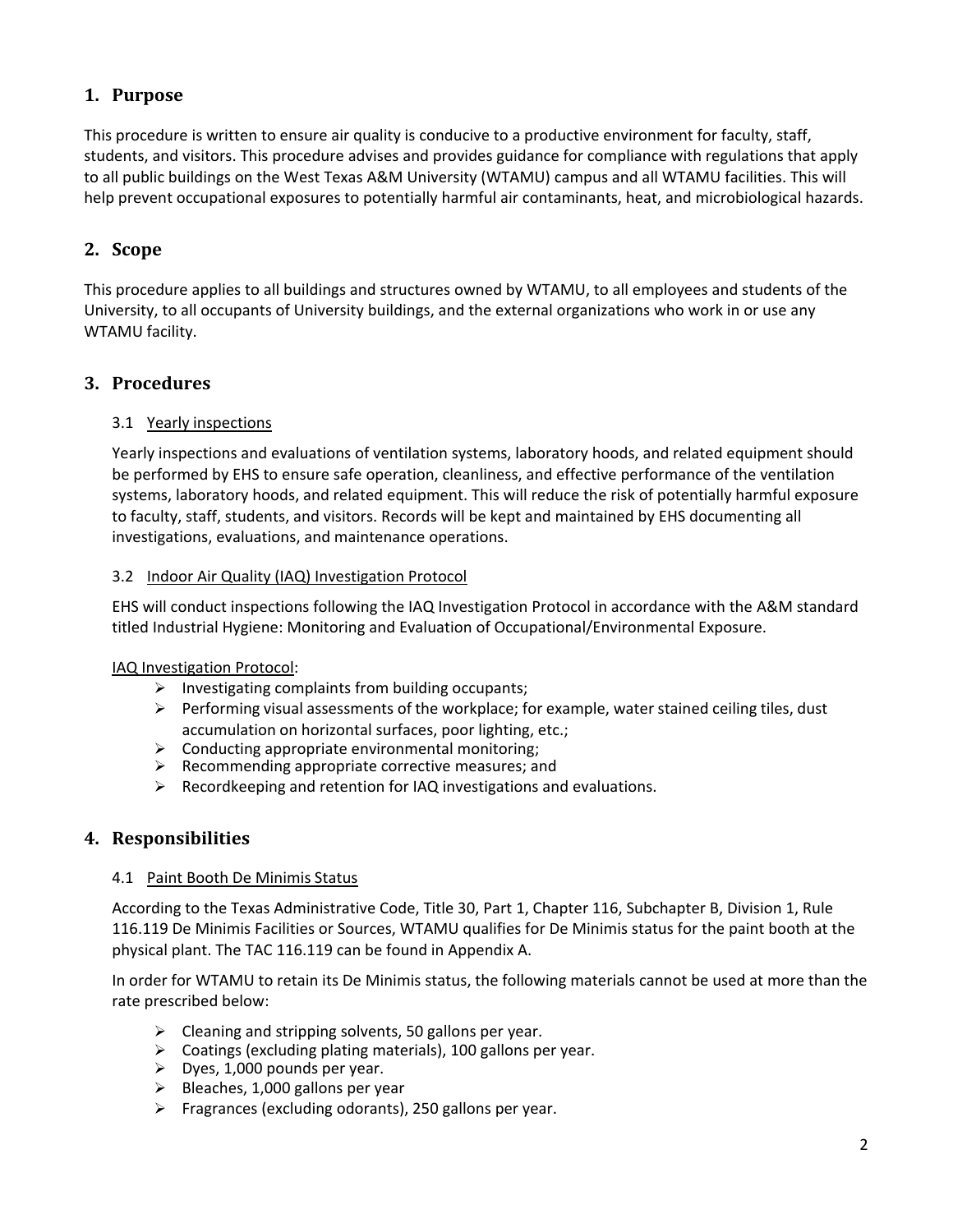## 1. Purpose

This procedure is written to ensure air quality is conducive to a productive environment for faculty, staff, students, and visitors. This procedure advises and provides guidance for compliance with regulations that apply to all public buildings on the West Texas A&M University (WTAMU) campus and all WTAMU facilities. This will help prevent occupational exposures to potentially harmful air contaminants, heat, and microbiological hazards.

## 2. Scope

This procedure applies to all buildings and structures owned by WTAMU, to all employees and students of the University, to all occupants of University buildings, and the external organizations who work in or use any WTAMU facility.

## 3. Procedures

### 3.1 Yearly inspections

Yearly inspections and evaluations of ventilation systems, laboratory hoods, and related equipment should be performed by EHS to ensure safe operation, cleanliness, and effective performance of the ventilation systems, laboratory hoods, and related equipment. This will reduce the risk of potentially harmful exposure to faculty, staff, students, and visitors. Records will be kept and maintained by EHS documenting all investigations, evaluations, and maintenance operations.

### 3.2 Indoor Air Quality (IAQ) Investigation Protocol

EHS will conduct inspections following the IAQ Investigation Protocol in accordance with the A&M standard titled Industrial Hygiene: Monitoring and Evaluation of Occupational/Environmental Exposure.

IAQ Investigation Protocol:

- Investigating complaints from building occupants;
- Performing visual assessments of the workplace; for example, water stained ceiling tiles, dust accumulation on horizontal surfaces, poor lighting, etc.;
- Conducting appropriate environmental monitoring;
- Recommending appropriate corrective measures; and
- Recordkeeping and retention for IAQ investigations and evaluations.

## 4. Responsibilities

### 4.1 Paint Booth De Minimis Status

According to the Texas Administrative Code, Title 30, Part 1, Chapter 116, Subchapter B, Division 1, Rule 116.119 De Minimis Facilities or Sources, WTAMU qualifies for De Minimis status for the paint booth at the physical plant. The TAC 116.119 can be found in Appendix A.

In order for WTAMU to retain its De Minimis status, the following materials cannot be used at more than the rate prescribed below:

- Cleaning and stripping solvents, 50 gallons per year.
- Coatings (excluding plating materials), 100 gallons per year.
- Dyes, 1,000 pounds per year.
- Bleaches, 1,000 gallons per year
- Fragrances (excluding odorants), 250 gallons per year.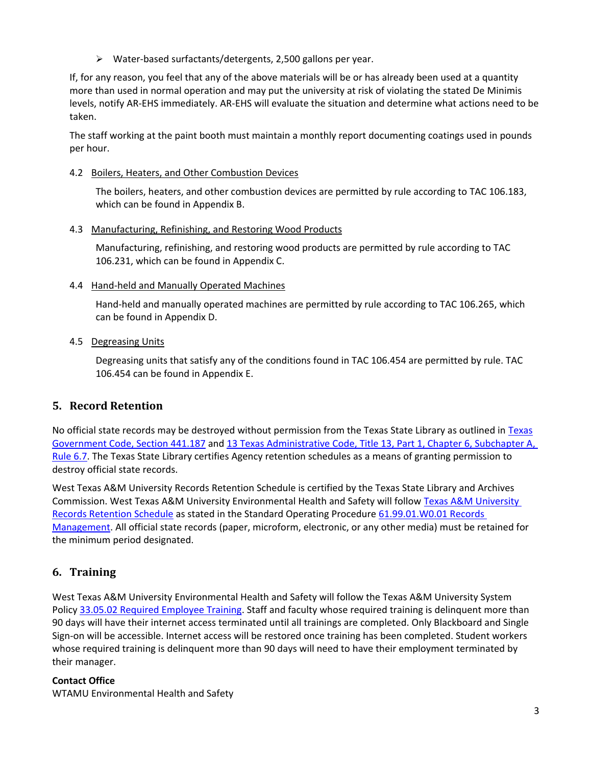- Water-based surfactants/detergents, 2,500 gallons per year.

If, for any reason, you feel that any of the above materials will be or has already been used at a quantity more than used in normal operation and may put the university at risk of violating the stated De Minimis levels, notify AR-EHS immediately. AR-EHS will evaluate the situation and determine what actions need to be taken.

The staff working at the paint booth must maintain a monthly report documenting coatings used in pounds per hour.

### 4.2 Boilers, Heaters, and Other Combustion Devices

The boilers, heaters, and other combustion devices are permitted by rule according to TAC 106.183, which can be found in Appendix B.

### 4.3 Manufacturing, Refinishing, and Restoring Wood Products

Manufacturing, refinishing, and restoring wood products are permitted by rule according to TAC 106.231, which can be found in Appendix C.

### 4.4 Hand-held and Manually Operated Machines

Hand-held and manually operated machines are permitted by rule according to TAC 106.265, which can be found in Appendix D.

### 4.5 Degreasing Units

Degreasing units that satisfy any of the conditions found in TAC 106.454 are permitted by rule. TAC 106.454 can be found in Appendix E.

## 5. Record Retention

No official state records may be destroyed without permission from the Texas State Library as outlined in Texas Government Code, Section 441.187 and 13 Texas Administrative Code, Title 13, Part 1, Chapter 6, Subchapter A, Rule 6.7. The Texas State Library certifies Agency retention schedules as a means of granting permission to destroy official state records.

West Texas A&M University Records Retention Schedule is certified by the Texas State Library and Archives Commission. West Texas A&M University Environmental Health and Safety will follow Texas A&M University Records Retention Schedule as stated in the Standard Operating Procedure 61.99.01.W0.01 Records Management. All official state records (paper, microform, electronic, or any other media) must be retained for the minimum period designated.

## 6. Training

West Texas A&M University Environmental Health and Safety will follow the Texas A&M University System Policy 33.05.02 Required Employee Training. Staff and faculty whose required training is delinquent more than 90 days will have their internet access terminated until all trainings are completed. Only Blackboard and Single Sign-on will be accessible. Internet access will be restored once training has been completed. Student workers whose required training is delinquent more than 90 days will need to have their employment terminated by their manager.

**Contact Office**

WTAMU Environmental Health and Safety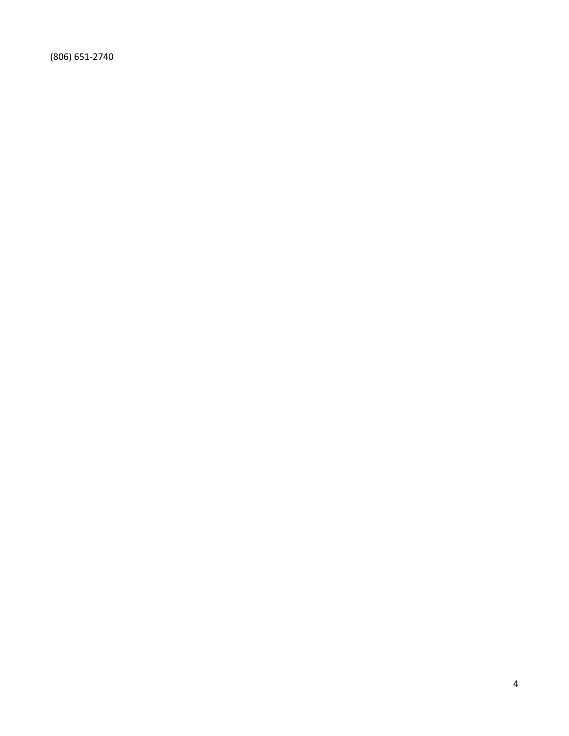(806) 651-2740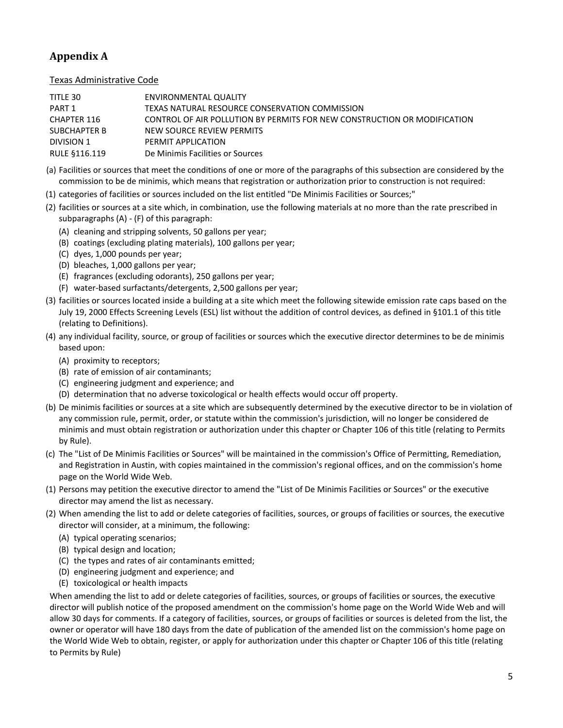## Appendix A

Texas Administrative Code

| | |
|---|---|
| TITLE 30 | ENVIRONMENTAL QUALITY |
| PART 1 | TEXAS NATURAL RESOURCE CONSERVATION COMMISSION |
| CHAPTER 116 | CONTROL OF AIR POLLUTION BY PERMITS FOR NEW CONSTRUCTION OR MODIFICATION |
| SUBCHAPTER B | NEW SOURCE REVIEW PERMITS |
| DIVISION 1 | PERMIT APPLICATION |
| RULE §116.119 | De Minimis Facilities or Sources |

(a) Facilities or sources that meet the conditions of one or more of the paragraphs of this subsection are considered by the commission to be de minimis, which means that registration or authorization prior to construction is not required:

(1) categories of facilities or sources included on the list entitled "De Minimis Facilities or Sources;"

(2) facilities or sources at a site which, in combination, use the following materials at no more than the rate prescribed in subparagraphs (A) - (F) of this paragraph:

- (A) cleaning and stripping solvents, 50 gallons per year;
- (B) coatings (excluding plating materials), 100 gallons per year;
- (C) dyes, 1,000 pounds per year;
- (D) bleaches, 1,000 gallons per year;
- (E) fragrances (excluding odorants), 250 gallons per year;
- (F) water-based surfactants/detergents, 2,500 gallons per year;

(3) facilities or sources located inside a building at a site which meet the following sitewide emission rate caps based on the July 19, 2000 Effects Screening Levels (ESL) list without the addition of control devices, as defined in §101.1 of this title (relating to Definitions).

(4) any individual facility, source, or group of facilities or sources which the executive director determines to be de minimis based upon:

- (A) proximity to receptors;
- (B) rate of emission of air contaminants;
- (C) engineering judgment and experience; and
- (D) determination that no adverse toxicological or health effects would occur off property.

(b) De minimis facilities or sources at a site which are subsequently determined by the executive director to be in violation of any commission rule, permit, order, or statute within the commission's jurisdiction, will no longer be considered de minimis and must obtain registration or authorization under this chapter or Chapter 106 of this title (relating to Permits by Rule).

(c) The "List of De Minimis Facilities or Sources" will be maintained in the commission's Office of Permitting, Remediation, and Registration in Austin, with copies maintained in the commission's regional offices, and on the commission's home page on the World Wide Web.

(1) Persons may petition the executive director to amend the "List of De Minimis Facilities or Sources" or the executive director may amend the list as necessary.

(2) When amending the list to add or delete categories of facilities, sources, or groups of facilities or sources, the executive director will consider, at a minimum, the following:

- (A) typical operating scenarios;
- (B) typical design and location;
- (C) the types and rates of air contaminants emitted;
- (D) engineering judgment and experience; and
- (E) toxicological or health impacts

When amending the list to add or delete categories of facilities, sources, or groups of facilities or sources, the executive director will publish notice of the proposed amendment on the commission's home page on the World Wide Web and will allow 30 days for comments. If a category of facilities, sources, or groups of facilities or sources is deleted from the list, the owner or operator will have 180 days from the date of publication of the amended list on the commission's home page on the World Wide Web to obtain, register, or apply for authorization under this chapter or Chapter 106 of this title (relating to Permits by Rule)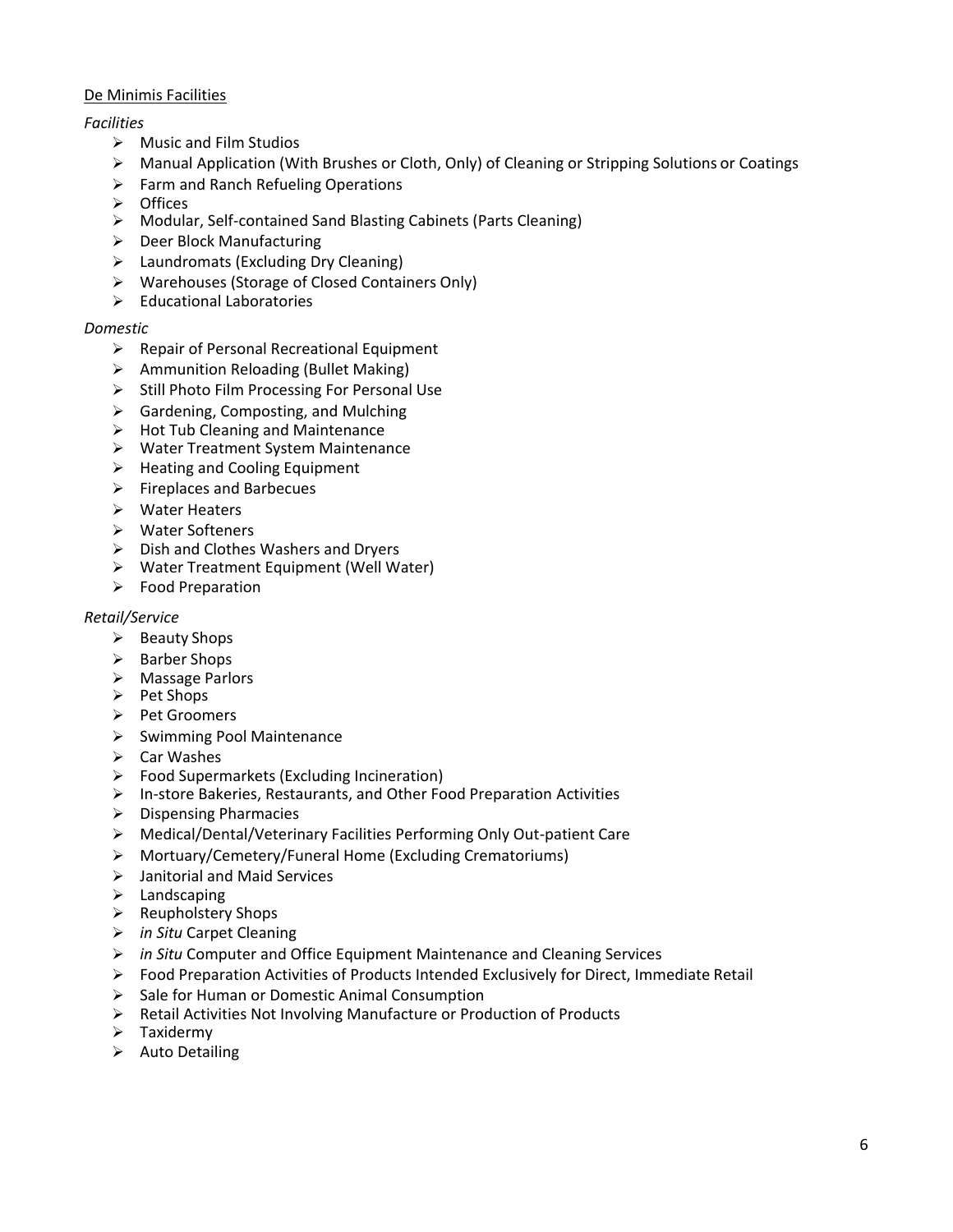<u>De Minimis Facilities</u>

*Facilities*

- Music and Film Studios
- Manual Application (With Brushes or Cloth, Only) of Cleaning or Stripping Solutions or Coatings
- Farm and Ranch Refueling Operations
- Offices
- Modular, Self-contained Sand Blasting Cabinets (Parts Cleaning)
- Deer Block Manufacturing
- Laundromats (Excluding Dry Cleaning)
- Warehouses (Storage of Closed Containers Only)
- Educational Laboratories

*Domestic*

- Repair of Personal Recreational Equipment
- Ammunition Reloading (Bullet Making)
- Still Photo Film Processing For Personal Use
- Gardening, Composting, and Mulching
- Hot Tub Cleaning and Maintenance
- Water Treatment System Maintenance
- Heating and Cooling Equipment
- Fireplaces and Barbecues
- Water Heaters
- Water Softeners
- Dish and Clothes Washers and Dryers
- Water Treatment Equipment (Well Water)
- Food Preparation

*Retail/Service*

- Beauty Shops
- Barber Shops
- Massage Parlors
- Pet Shops
- Pet Groomers
- Swimming Pool Maintenance
- Car Washes
- Food Supermarkets (Excluding Incineration)
- In-store Bakeries, Restaurants, and Other Food Preparation Activities
- Dispensing Pharmacies
- Medical/Dental/Veterinary Facilities Performing Only Out-patient Care
- Mortuary/Cemetery/Funeral Home (Excluding Crematoriums)
- Janitorial and Maid Services
- Landscaping
- Reupholstery Shops
- *in Situ* Carpet Cleaning
- *in Situ* Computer and Office Equipment Maintenance and Cleaning Services
- Food Preparation Activities of Products Intended Exclusively for Direct, Immediate Retail
- Sale for Human or Domestic Animal Consumption
- Retail Activities Not Involving Manufacture or Production of Products
- Taxidermy
- Auto Detailing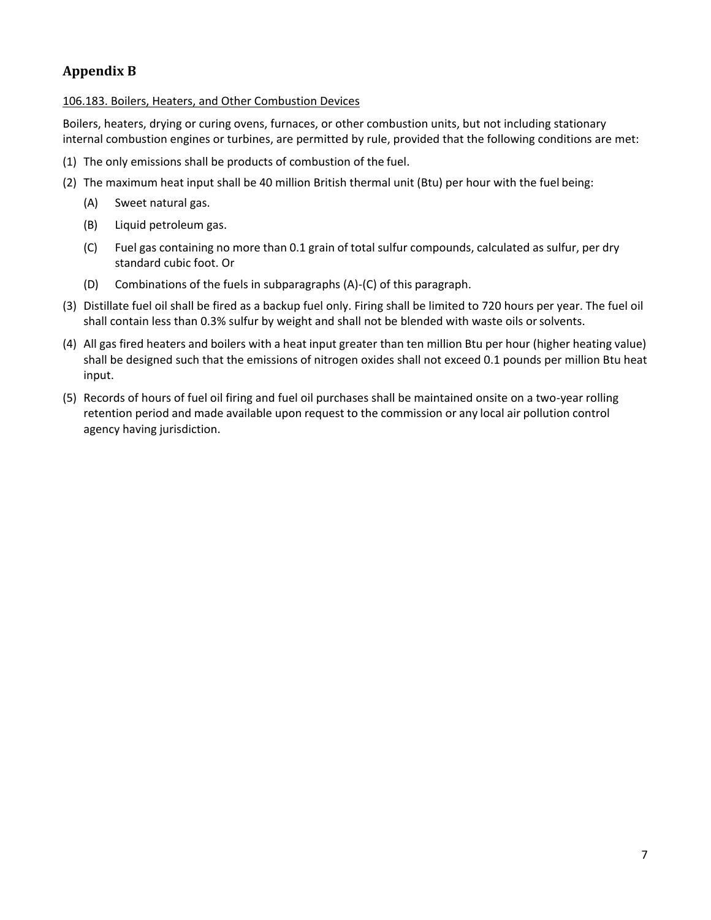## Appendix B

106.183. Boilers, Heaters, and Other Combustion Devices

Boilers, heaters, drying or curing ovens, furnaces, or other combustion units, but not including stationary internal combustion engines or turbines, are permitted by rule, provided that the following conditions are met:

(1) The only emissions shall be products of combustion of the fuel.

(2) The maximum heat input shall be 40 million British thermal unit (Btu) per hour with the fuel being:

   (A) Sweet natural gas.

   (B) Liquid petroleum gas.

   (C) Fuel gas containing no more than 0.1 grain of total sulfur compounds, calculated as sulfur, per dry standard cubic foot. Or

   (D) Combinations of the fuels in subparagraphs (A)-(C) of this paragraph.

(3) Distillate fuel oil shall be fired as a backup fuel only. Firing shall be limited to 720 hours per year. The fuel oil shall contain less than 0.3% sulfur by weight and shall not be blended with waste oils or solvents.

(4) All gas fired heaters and boilers with a heat input greater than ten million Btu per hour (higher heating value) shall be designed such that the emissions of nitrogen oxides shall not exceed 0.1 pounds per million Btu heat input.

(5) Records of hours of fuel oil firing and fuel oil purchases shall be maintained onsite on a two-year rolling retention period and made available upon request to the commission or any local air pollution control agency having jurisdiction.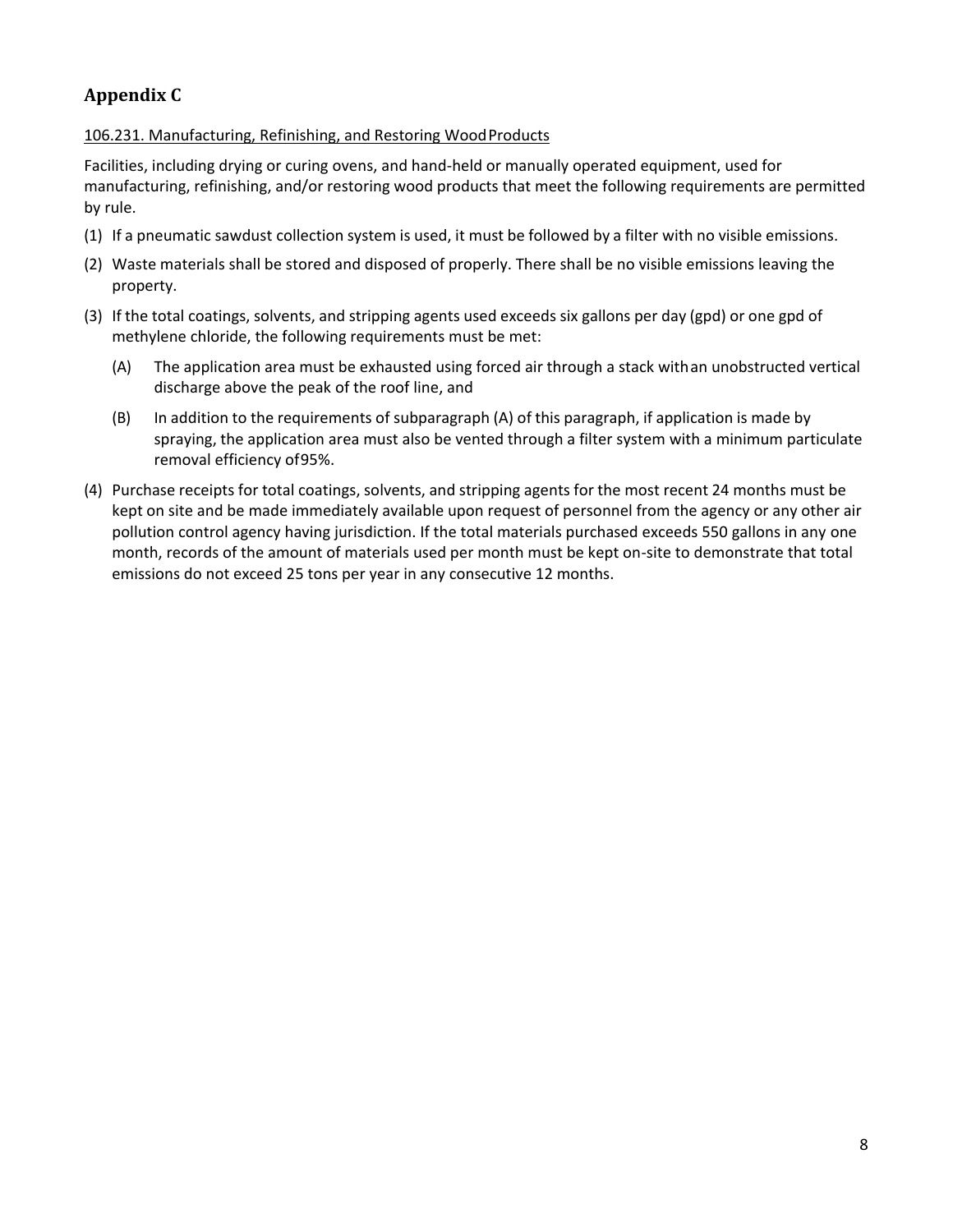## Appendix C

106.231. Manufacturing, Refinishing, and Restoring Wood Products

Facilities, including drying or curing ovens, and hand-held or manually operated equipment, used for manufacturing, refinishing, and/or restoring wood products that meet the following requirements are permitted by rule.

(1) If a pneumatic sawdust collection system is used, it must be followed by a filter with no visible emissions.

(2) Waste materials shall be stored and disposed of properly. There shall be no visible emissions leaving the property.

(3) If the total coatings, solvents, and stripping agents used exceeds six gallons per day (gpd) or one gpd of methylene chloride, the following requirements must be met:

  (A) The application area must be exhausted using forced air through a stack with an unobstructed vertical discharge above the peak of the roof line, and

  (B) In addition to the requirements of subparagraph (A) of this paragraph, if application is made by spraying, the application area must also be vented through a filter system with a minimum particulate removal efficiency of 95%.

(4) Purchase receipts for total coatings, solvents, and stripping agents for the most recent 24 months must be kept on site and be made immediately available upon request of personnel from the agency or any other air pollution control agency having jurisdiction. If the total materials purchased exceeds 550 gallons in any one month, records of the amount of materials used per month must be kept on-site to demonstrate that total emissions do not exceed 25 tons per year in any consecutive 12 months.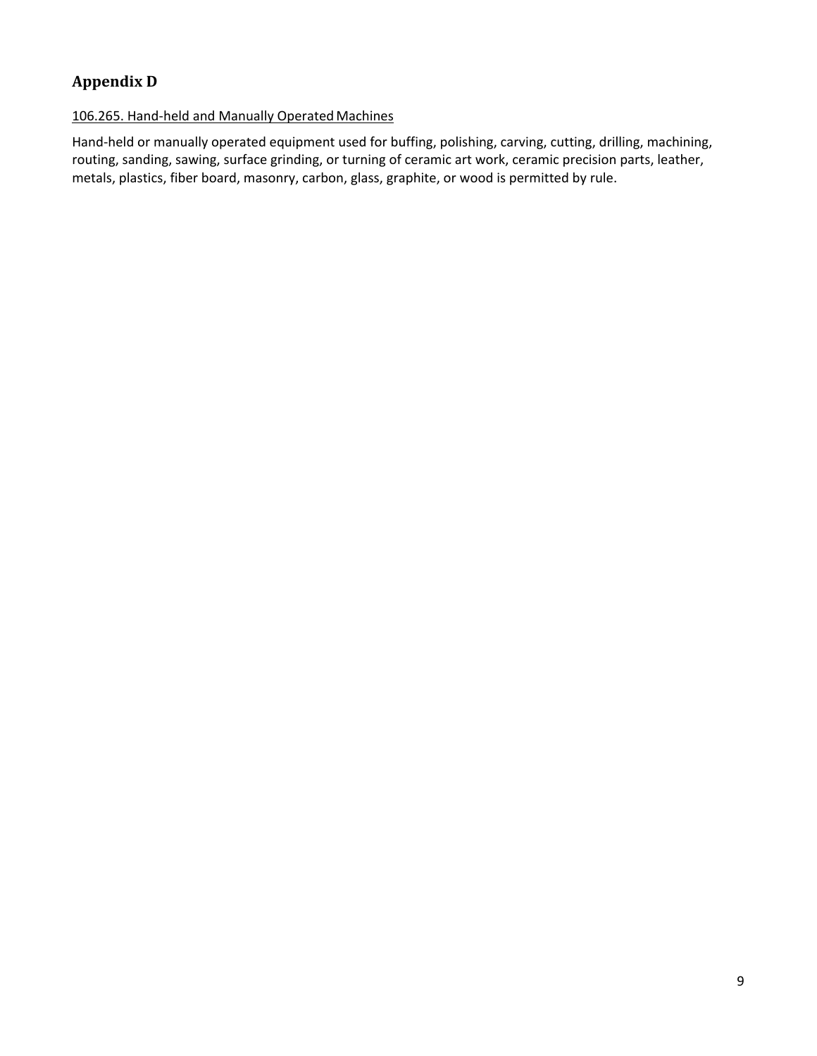## Appendix D

<u>106.265. Hand-held and Manually Operated Machines</u>

Hand-held or manually operated equipment used for buffing, polishing, carving, cutting, drilling, machining, routing, sanding, sawing, surface grinding, or turning of ceramic art work, ceramic precision parts, leather, metals, plastics, fiber board, masonry, carbon, glass, graphite, or wood is permitted by rule.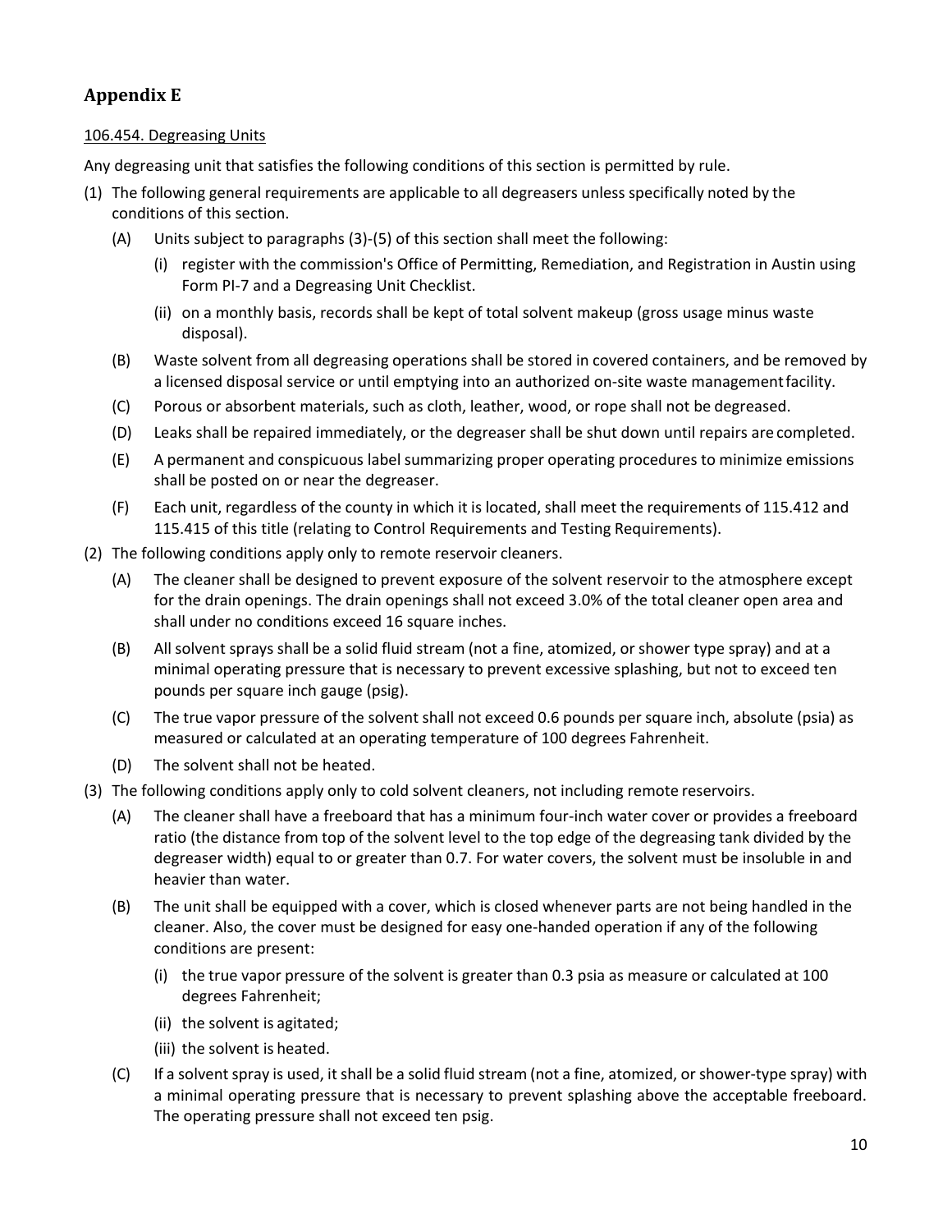## Appendix E

106.454. Degreasing Units

Any degreasing unit that satisfies the following conditions of this section is permitted by rule.

(1) The following general requirements are applicable to all degreasers unless specifically noted by the conditions of this section.

  (A) Units subject to paragraphs (3)-(5) of this section shall meet the following:

    (i) register with the commission's Office of Permitting, Remediation, and Registration in Austin using Form PI-7 and a Degreasing Unit Checklist.

    (ii) on a monthly basis, records shall be kept of total solvent makeup (gross usage minus waste disposal).

  (B) Waste solvent from all degreasing operations shall be stored in covered containers, and be removed by a licensed disposal service or until emptying into an authorized on-site waste management facility.

  (C) Porous or absorbent materials, such as cloth, leather, wood, or rope shall not be degreased.

  (D) Leaks shall be repaired immediately, or the degreaser shall be shut down until repairs are completed.

  (E) A permanent and conspicuous label summarizing proper operating procedures to minimize emissions shall be posted on or near the degreaser.

  (F) Each unit, regardless of the county in which it is located, shall meet the requirements of 115.412 and 115.415 of this title (relating to Control Requirements and Testing Requirements).

(2) The following conditions apply only to remote reservoir cleaners.

  (A) The cleaner shall be designed to prevent exposure of the solvent reservoir to the atmosphere except for the drain openings. The drain openings shall not exceed 3.0% of the total cleaner open area and shall under no conditions exceed 16 square inches.

  (B) All solvent sprays shall be a solid fluid stream (not a fine, atomized, or shower type spray) and at a minimal operating pressure that is necessary to prevent excessive splashing, but not to exceed ten pounds per square inch gauge (psig).

  (C) The true vapor pressure of the solvent shall not exceed 0.6 pounds per square inch, absolute (psia) as measured or calculated at an operating temperature of 100 degrees Fahrenheit.

  (D) The solvent shall not be heated.

(3) The following conditions apply only to cold solvent cleaners, not including remote reservoirs.

  (A) The cleaner shall have a freeboard that has a minimum four-inch water cover or provides a freeboard ratio (the distance from top of the solvent level to the top edge of the degreasing tank divided by the degreaser width) equal to or greater than 0.7. For water covers, the solvent must be insoluble in and heavier than water.

  (B) The unit shall be equipped with a cover, which is closed whenever parts are not being handled in the cleaner. Also, the cover must be designed for easy one-handed operation if any of the following conditions are present:

    (i) the true vapor pressure of the solvent is greater than 0.3 psia as measure or calculated at 100 degrees Fahrenheit;

    (ii) the solvent is agitated;

    (iii) the solvent is heated.

  (C) If a solvent spray is used, it shall be a solid fluid stream (not a fine, atomized, or shower-type spray) with a minimal operating pressure that is necessary to prevent splashing above the acceptable freeboard. The operating pressure shall not exceed ten psig.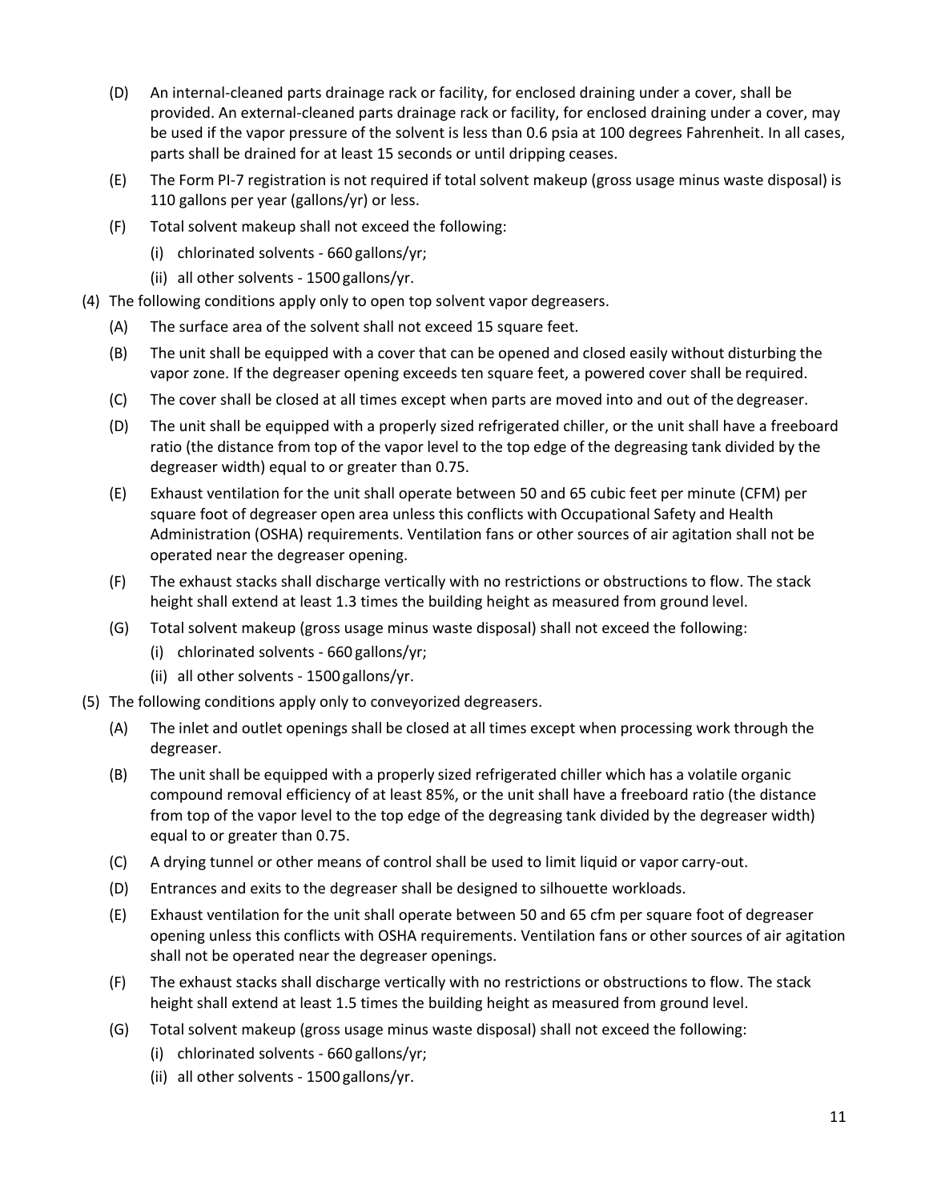(D) An internal-cleaned parts drainage rack or facility, for enclosed draining under a cover, shall be provided. An external-cleaned parts drainage rack or facility, for enclosed draining under a cover, may be used if the vapor pressure of the solvent is less than 0.6 psia at 100 degrees Fahrenheit. In all cases, parts shall be drained for at least 15 seconds or until dripping ceases.

(E) The Form PI-7 registration is not required if total solvent makeup (gross usage minus waste disposal) is 110 gallons per year (gallons/yr) or less.

(F) Total solvent makeup shall not exceed the following:

- (i) chlorinated solvents - 660 gallons/yr;
- (ii) all other solvents - 1500 gallons/yr.

(4) The following conditions apply only to open top solvent vapor degreasers.

(A) The surface area of the solvent shall not exceed 15 square feet.

(B) The unit shall be equipped with a cover that can be opened and closed easily without disturbing the vapor zone. If the degreaser opening exceeds ten square feet, a powered cover shall be required.

(C) The cover shall be closed at all times except when parts are moved into and out of the degreaser.

(D) The unit shall be equipped with a properly sized refrigerated chiller, or the unit shall have a freeboard ratio (the distance from top of the vapor level to the top edge of the degreasing tank divided by the degreaser width) equal to or greater than 0.75.

(E) Exhaust ventilation for the unit shall operate between 50 and 65 cubic feet per minute (CFM) per square foot of degreaser open area unless this conflicts with Occupational Safety and Health Administration (OSHA) requirements. Ventilation fans or other sources of air agitation shall not be operated near the degreaser opening.

(F) The exhaust stacks shall discharge vertically with no restrictions or obstructions to flow. The stack height shall extend at least 1.3 times the building height as measured from ground level.

(G) Total solvent makeup (gross usage minus waste disposal) shall not exceed the following:

- (i) chlorinated solvents - 660 gallons/yr;
- (ii) all other solvents - 1500 gallons/yr.

(5) The following conditions apply only to conveyorized degreasers.

(A) The inlet and outlet openings shall be closed at all times except when processing work through the degreaser.

(B) The unit shall be equipped with a properly sized refrigerated chiller which has a volatile organic compound removal efficiency of at least 85%, or the unit shall have a freeboard ratio (the distance from top of the vapor level to the top edge of the degreasing tank divided by the degreaser width) equal to or greater than 0.75.

(C) A drying tunnel or other means of control shall be used to limit liquid or vapor carry-out.

(D) Entrances and exits to the degreaser shall be designed to silhouette workloads.

(E) Exhaust ventilation for the unit shall operate between 50 and 65 cfm per square foot of degreaser opening unless this conflicts with OSHA requirements. Ventilation fans or other sources of air agitation shall not be operated near the degreaser openings.

(F) The exhaust stacks shall discharge vertically with no restrictions or obstructions to flow. The stack height shall extend at least 1.5 times the building height as measured from ground level.

(G) Total solvent makeup (gross usage minus waste disposal) shall not exceed the following:

- (i) chlorinated solvents - 660 gallons/yr;
- (ii) all other solvents - 1500 gallons/yr.